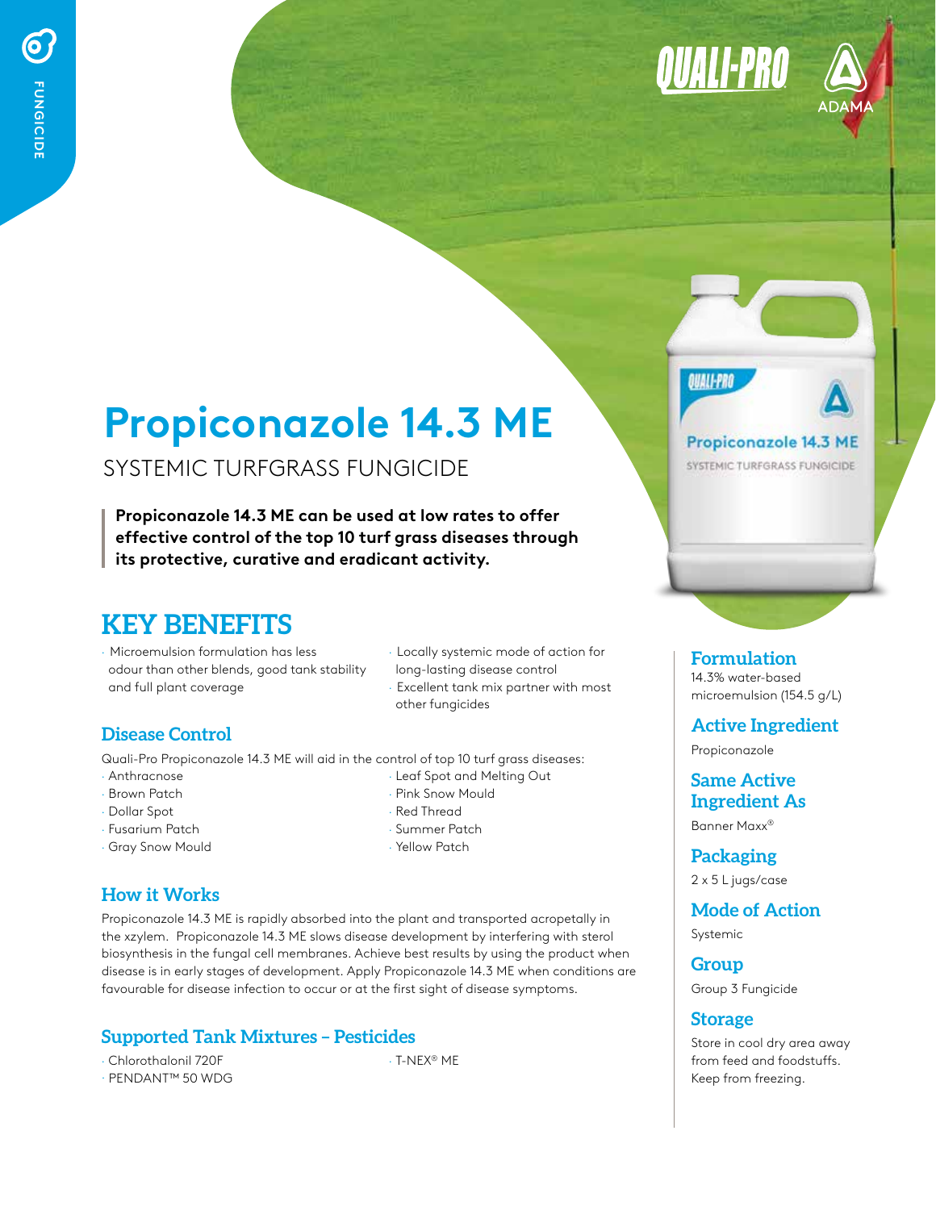# Propiconazole 14.3 ME

SYSTEMIC TURFGRASS FUNGICIDE

**Propiconazole 14.3 ME can be used at low rates to offer effective control of the top 10 turf grass diseases through its protective, curative and eradicant activity.**

## KEY BENEFITS

- Microemulsion formulation has less odour than other blends, good tank stability and full plant coverage
- Locally systemic mode of action for long-lasting disease control
- Excellent tank mix partner with most other fungicides

### Disease Control

Quali-Pro Propiconazole 14.3 ME will aid in the control of top 10 turf grass diseases:

- Anthracnose
- Brown Patch
- Dollar Spot
- Fusarium Patch
- Gray Snow Mould
- Leaf Spot and Melting Out
- Pink Snow Mould
- Red Thread
- Summer Patch
- Yellow Patch

### How it Works

Propiconazole 14.3 ME is rapidly absorbed into the plant and transported acropetally in the xzylem. Propiconazole 14.3 ME slows disease development by interfering with sterol biosynthesis in the fungal cell membranes. Achieve best results by using the product when disease is in early stages of development. Apply Propiconazole 14.3 ME when conditions are favourable for disease infection to occur or at the first sight of disease symptoms.

### Supported Tank Mixtures – Pesticides

- Chlorothalonil 720F
- PENDANT™ 50 WDG
- T-NEX® ME

### Formulation

14.3% water-based microemulsion (154.5 g/L)

### Active Ingredient

Propiconazole

### Same Active Ingredient As

Banner Maxx®

### Packaging

2 x 5 L jugs/case

### Mode of Action

Systemic

### Group

Group 3 Fungicide

### Storage

Store in cool dry area away from feed and foodstuffs. Keep from freezing.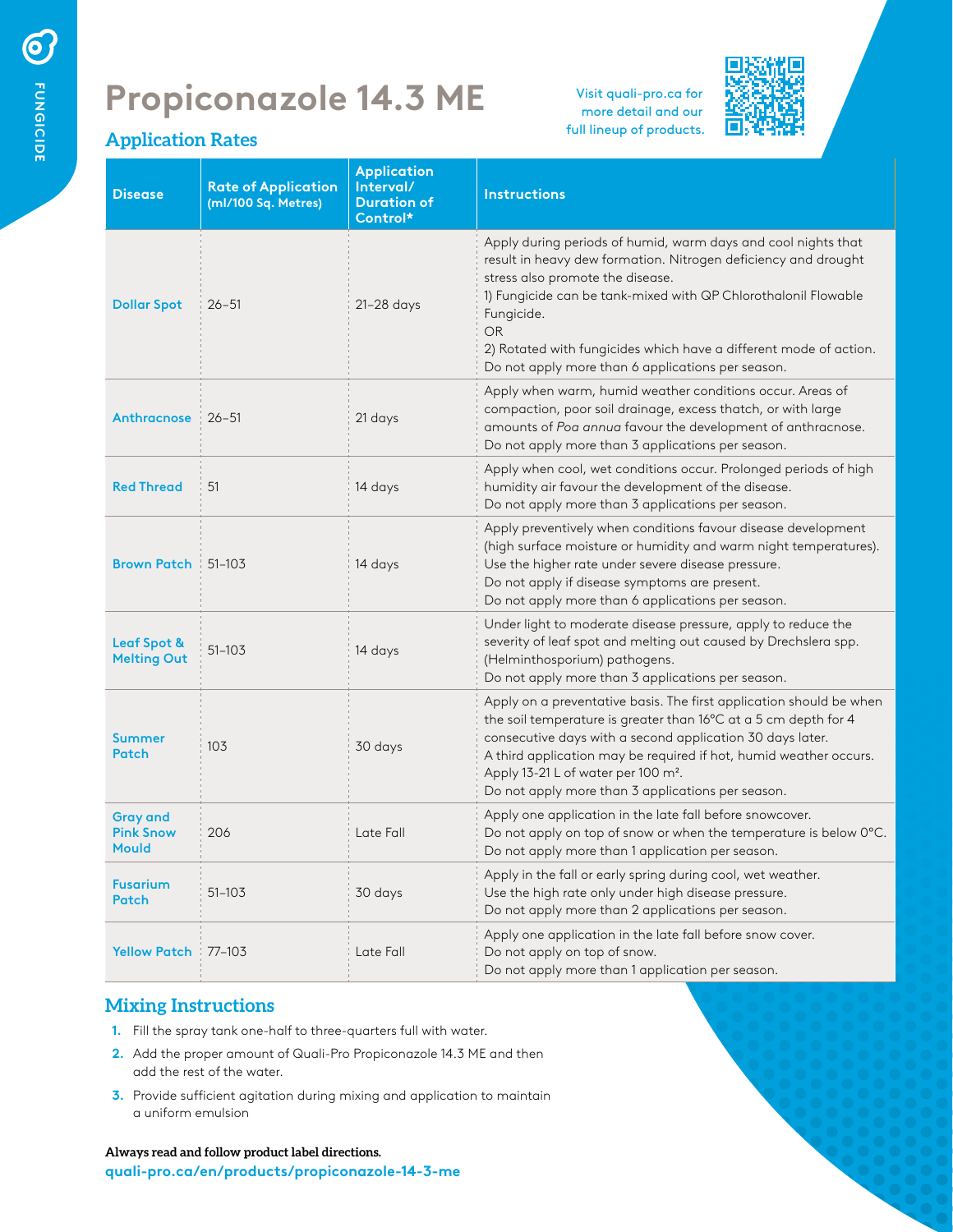# Propiconazole 14.3 ME

## Application Rates

Visit quali-pro.ca for more detail and our full lineup of products.

| Disease | Rate of Application (ml/100 Sq. Metres) | Application Interval/ Duration of Control* | Instructions |
|---|---|---|---|
| Dollar Spot | 26–51 | 21–28 days | Apply during periods of humid, warm days and cool nights that result in heavy dew formation. Nitrogen deficiency and drought stress also promote the disease.<br>1) Fungicide can be tank-mixed with QP Chlorothalonil Flowable Fungicide.<br>OR<br>2) Rotated with fungicides which have a different mode of action.<br>Do not apply more than 6 applications per season. |
| Anthracnose | 26–51 | 21 days | Apply when warm, humid weather conditions occur. Areas of compaction, poor soil drainage, excess thatch, or with large amounts of *Poa annua* favour the development of anthracnose.<br>Do not apply more than 3 applications per season. |
| Red Thread | 51 | 14 days | Apply when cool, wet conditions occur. Prolonged periods of high humidity air favour the development of the disease.<br>Do not apply more than 3 applications per season. |
| Brown Patch | 51–103 | 14 days | Apply preventively when conditions favour disease development (high surface moisture or humidity and warm night temperatures).<br>Use the higher rate under severe disease pressure.<br>Do not apply if disease symptoms are present.<br>Do not apply more than 6 applications per season. |
| Leaf Spot & Melting Out | 51–103 | 14 days | Under light to moderate disease pressure, apply to reduce the severity of leaf spot and melting out caused by Drechslera spp. (Helminthosporium) pathogens.<br>Do not apply more than 3 applications per season. |
| Summer Patch | 103 | 30 days | Apply on a preventative basis. The first application should be when the soil temperature is greater than 16°C at a 5 cm depth for 4 consecutive days with a second application 30 days later.<br>A third application may be required if hot, humid weather occurs.<br>Apply 13-21 L of water per 100 m².<br>Do not apply more than 3 applications per season. |
| Gray and Pink Snow Mould | 206 | Late Fall | Apply one application in the late fall before snowcover.<br>Do not apply on top of snow or when the temperature is below 0°C.<br>Do not apply more than 1 application per season. |
| Fusarium Patch | 51–103 | 30 days | Apply in the fall or early spring during cool, wet weather.<br>Use the high rate only under high disease pressure.<br>Do not apply more than 2 applications per season. |
| Yellow Patch | 77–103 | Late Fall | Apply one application in the late fall before snow cover.<br>Do not apply on top of snow.<br>Do not apply more than 1 application per season. |

## Mixing Instructions

1. Fill the spray tank one-half to three-quarters full with water.
2. Add the proper amount of Quali-Pro Propiconazole 14.3 ME and then add the rest of the water.
3. Provide sufficient agitation during mixing and application to maintain a uniform emulsion

**Always read and follow product label directions.**

quali-pro.ca/en/products/propiconazole-14-3-me